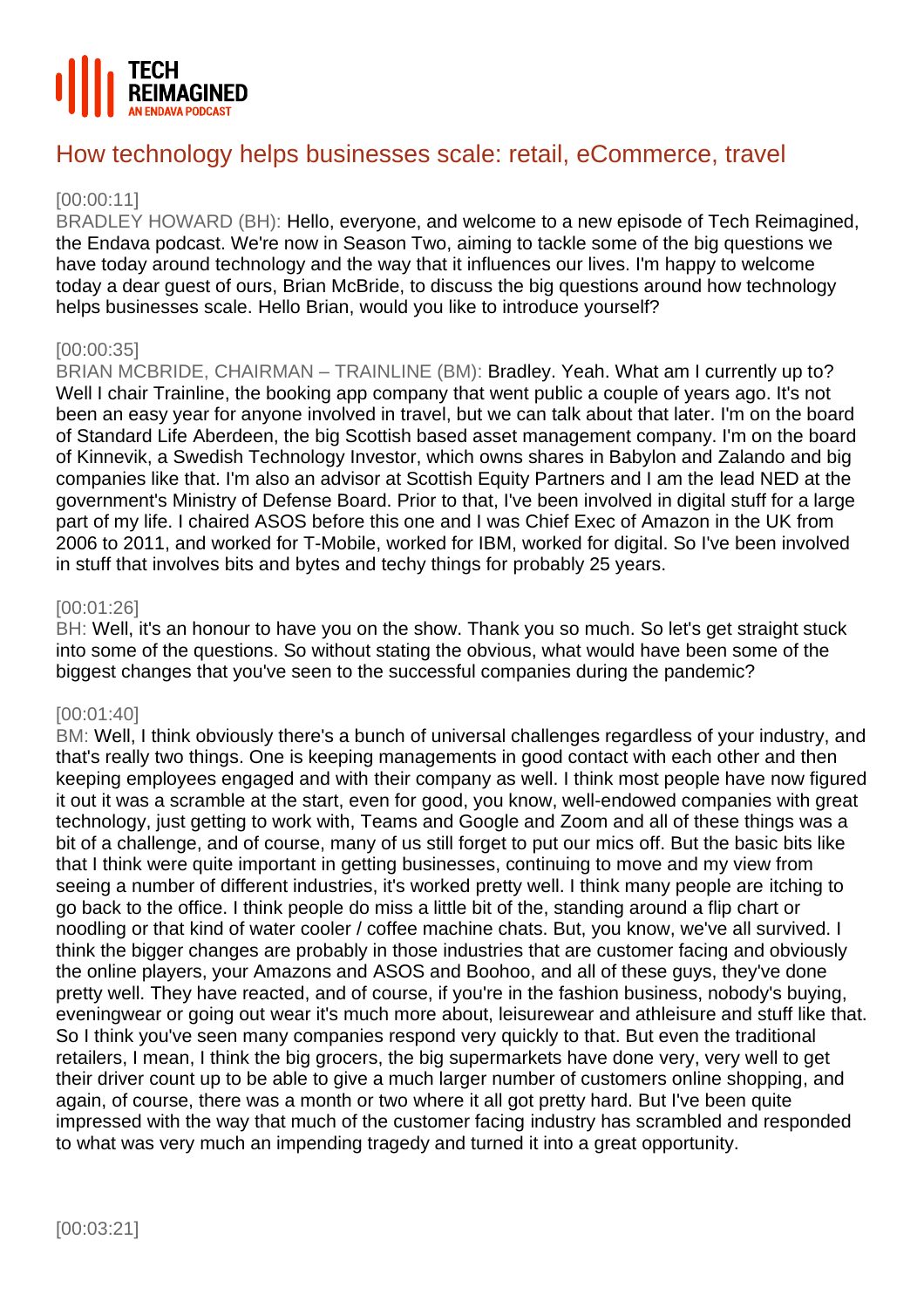TECH
REIMAGINED
AN ENDAVA PODCAST

# How technology helps businesses scale: retail, eCommerce, travel

[00:00:11]
BRADLEY HOWARD (BH): Hello, everyone, and welcome to a new episode of Tech Reimagined, the Endava podcast. We're now in Season Two, aiming to tackle some of the big questions we have today around technology and the way that it influences our lives. I'm happy to welcome today a dear guest of ours, Brian McBride, to discuss the big questions around how technology helps businesses scale. Hello Brian, would you like to introduce yourself?

[00:00:35]
BRIAN MCBRIDE, CHAIRMAN – TRAINLINE (BM): Bradley. Yeah. What am I currently up to? Well I chair Trainline, the booking app company that went public a couple of years ago. It's not been an easy year for anyone involved in travel, but we can talk about that later. I'm on the board of Standard Life Aberdeen, the big Scottish based asset management company. I'm on the board of Kinnevik, a Swedish Technology Investor, which owns shares in Babylon and Zalando and big companies like that. I'm also an advisor at Scottish Equity Partners and I am the lead NED at the government's Ministry of Defense Board. Prior to that, I've been involved in digital stuff for a large part of my life. I chaired ASOS before this one and I was Chief Exec of Amazon in the UK from 2006 to 2011, and worked for T-Mobile, worked for IBM, worked for digital. So I've been involved in stuff that involves bits and bytes and techy things for probably 25 years.

[00:01:26]
BH: Well, it's an honour to have you on the show. Thank you so much. So let's get straight stuck into some of the questions. So without stating the obvious, what would have been some of the biggest changes that you've seen to the successful companies during the pandemic?

[00:01:40]
BM: Well, I think obviously there's a bunch of universal challenges regardless of your industry, and that's really two things. One is keeping managements in good contact with each other and then keeping employees engaged and with their company as well. I think most people have now figured it out it was a scramble at the start, even for good, you know, well-endowed companies with great technology, just getting to work with, Teams and Google and Zoom and all of these things was a bit of a challenge, and of course, many of us still forget to put our mics off. But the basic bits like that I think were quite important in getting businesses, continuing to move and my view from seeing a number of different industries, it's worked pretty well. I think many people are itching to go back to the office. I think people do miss a little bit of the, standing around a flip chart or noodling or that kind of water cooler / coffee machine chats. But, you know, we've all survived. I think the bigger changes are probably in those industries that are customer facing and obviously the online players, your Amazons and ASOS and Boohoo, and all of these guys, they've done pretty well. They have reacted, and of course, if you're in the fashion business, nobody's buying, eveningwear or going out wear it's much more about, leisurewear and athleisure and stuff like that. So I think you've seen many companies respond very quickly to that. But even the traditional retailers, I mean, I think the big grocers, the big supermarkets have done very, very well to get their driver count up to be able to give a much larger number of customers online shopping, and again, of course, there was a month or two where it all got pretty hard. But I've been quite impressed with the way that much of the customer facing industry has scrambled and responded to what was very much an impending tragedy and turned it into a great opportunity.

[00:03:21]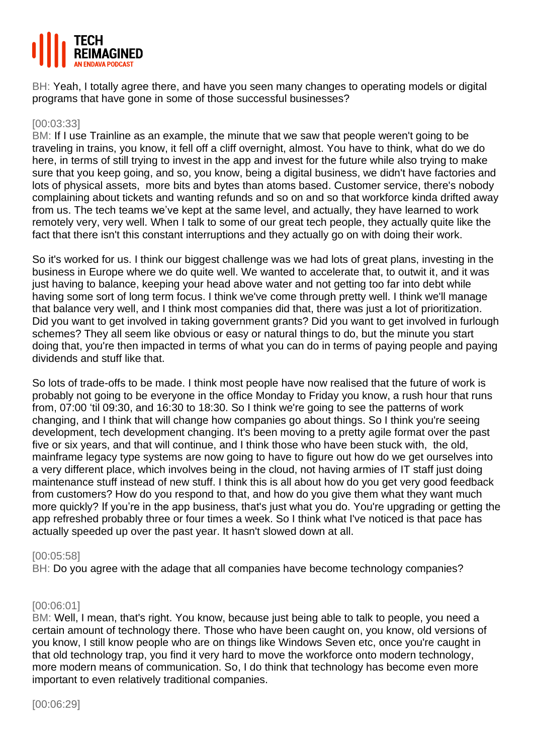BH: Yeah, I totally agree there, and have you seen many changes to operating models or digital programs that have gone in some of those successful businesses?

[00:03:33]
BM: If I use Trainline as an example, the minute that we saw that people weren't going to be traveling in trains, you know, it fell off a cliff overnight, almost. You have to think, what do we do here, in terms of still trying to invest in the app and invest for the future while also trying to make sure that you keep going, and so, you know, being a digital business, we didn't have factories and lots of physical assets, more bits and bytes than atoms based. Customer service, there's nobody complaining about tickets and wanting refunds and so on and so that workforce kinda drifted away from us. The tech teams we've kept at the same level, and actually, they have learned to work remotely very, very well. When I talk to some of our great tech people, they actually quite like the fact that there isn't this constant interruptions and they actually go on with doing their work.

So it's worked for us. I think our biggest challenge was we had lots of great plans, investing in the business in Europe where we do quite well. We wanted to accelerate that, to outwit it, and it was just having to balance, keeping your head above water and not getting too far into debt while having some sort of long term focus. I think we've come through pretty well. I think we'll manage that balance very well, and I think most companies did that, there was just a lot of prioritization. Did you want to get involved in taking government grants? Did you want to get involved in furlough schemes? They all seem like obvious or easy or natural things to do, but the minute you start doing that, you're then impacted in terms of what you can do in terms of paying people and paying dividends and stuff like that.

So lots of trade-offs to be made. I think most people have now realised that the future of work is probably not going to be everyone in the office Monday to Friday you know, a rush hour that runs from, 07:00 'til 09:30, and 16:30 to 18:30. So I think we're going to see the patterns of work changing, and I think that will change how companies go about things. So I think you're seeing development, tech development changing. It's been moving to a pretty agile format over the past five or six years, and that will continue, and I think those who have been stuck with, the old, mainframe legacy type systems are now going to have to figure out how do we get ourselves into a very different place, which involves being in the cloud, not having armies of IT staff just doing maintenance stuff instead of new stuff. I think this is all about how do you get very good feedback from customers? How do you respond to that, and how do you give them what they want much more quickly? If you're in the app business, that's just what you do. You're upgrading or getting the app refreshed probably three or four times a week. So I think what I've noticed is that pace has actually speeded up over the past year. It hasn't slowed down at all.

[00:05:58]
BH: Do you agree with the adage that all companies have become technology companies?

[00:06:01]
BM: Well, I mean, that's right. You know, because just being able to talk to people, you need a certain amount of technology there. Those who have been caught on, you know, old versions of you know, I still know people who are on things like Windows Seven etc, once you're caught in that old technology trap, you find it very hard to move the workforce onto modern technology, more modern means of communication. So, I do think that technology has become even more important to even relatively traditional companies.

[00:06:29]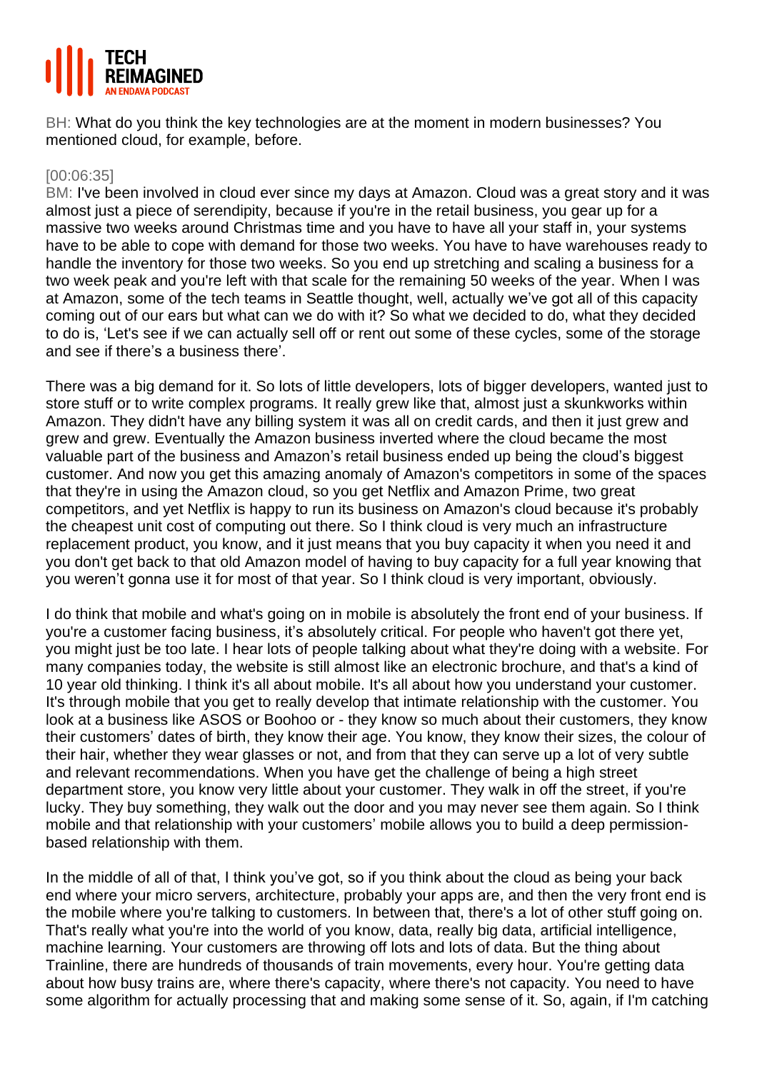BH: What do you think the key technologies are at the moment in modern businesses? You mentioned cloud, for example, before.

[00:06:35]
BM: I've been involved in cloud ever since my days at Amazon. Cloud was a great story and it was almost just a piece of serendipity, because if you're in the retail business, you gear up for a massive two weeks around Christmas time and you have to have all your staff in, your systems have to be able to cope with demand for those two weeks. You have to have warehouses ready to handle the inventory for those two weeks. So you end up stretching and scaling a business for a two week peak and you're left with that scale for the remaining 50 weeks of the year. When I was at Amazon, some of the tech teams in Seattle thought, well, actually we've got all of this capacity coming out of our ears but what can we do with it? So what we decided to do, what they decided to do is, 'Let's see if we can actually sell off or rent out some of these cycles, some of the storage and see if there's a business there'.

There was a big demand for it. So lots of little developers, lots of bigger developers, wanted just to store stuff or to write complex programs. It really grew like that, almost just a skunkworks within Amazon. They didn't have any billing system it was all on credit cards, and then it just grew and grew and grew. Eventually the Amazon business inverted where the cloud became the most valuable part of the business and Amazon's retail business ended up being the cloud's biggest customer. And now you get this amazing anomaly of Amazon's competitors in some of the spaces that they're in using the Amazon cloud, so you get Netflix and Amazon Prime, two great competitors, and yet Netflix is happy to run its business on Amazon's cloud because it's probably the cheapest unit cost of computing out there. So I think cloud is very much an infrastructure replacement product, you know, and it just means that you buy capacity it when you need it and you don't get back to that old Amazon model of having to buy capacity for a full year knowing that you weren't gonna use it for most of that year. So I think cloud is very important, obviously.

I do think that mobile and what's going on in mobile is absolutely the front end of your business. If you're a customer facing business, it's absolutely critical. For people who haven't got there yet, you might just be too late. I hear lots of people talking about what they're doing with a website. For many companies today, the website is still almost like an electronic brochure, and that's a kind of 10 year old thinking. I think it's all about mobile. It's all about how you understand your customer. It's through mobile that you get to really develop that intimate relationship with the customer. You look at a business like ASOS or Boohoo or - they know so much about their customers, they know their customers' dates of birth, they know their age. You know, they know their sizes, the colour of their hair, whether they wear glasses or not, and from that they can serve up a lot of very subtle and relevant recommendations. When you have get the challenge of being a high street department store, you know very little about your customer. They walk in off the street, if you're lucky. They buy something, they walk out the door and you may never see them again. So I think mobile and that relationship with your customers' mobile allows you to build a deep permission-based relationship with them.

In the middle of all of that, I think you've got, so if you think about the cloud as being your back end where your micro servers, architecture, probably your apps are, and then the very front end is the mobile where you're talking to customers. In between that, there's a lot of other stuff going on. That's really what you're into the world of you know, data, really big data, artificial intelligence, machine learning. Your customers are throwing off lots and lots of data. But the thing about Trainline, there are hundreds of thousands of train movements, every hour. You're getting data about how busy trains are, where there's capacity, where there's not capacity. You need to have some algorithm for actually processing that and making some sense of it. So, again, if I'm catching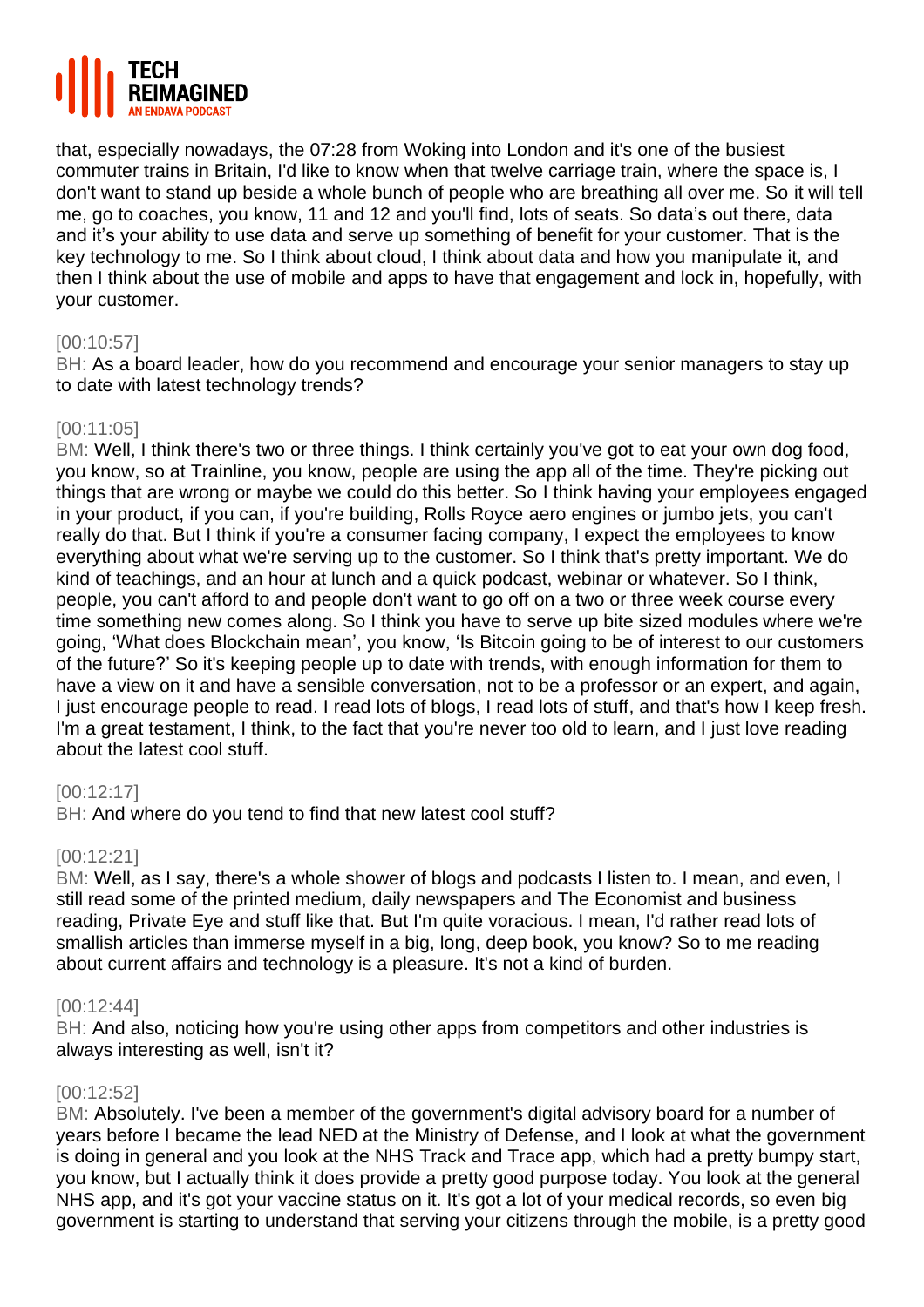that, especially nowadays, the 07:28 from Woking into London and it's one of the busiest commuter trains in Britain, I'd like to know when that twelve carriage train, where the space is, I don't want to stand up beside a whole bunch of people who are breathing all over me. So it will tell me, go to coaches, you know, 11 and 12 and you'll find, lots of seats. So data's out there, data and it's your ability to use data and serve up something of benefit for your customer. That is the key technology to me. So I think about cloud, I think about data and how you manipulate it, and then I think about the use of mobile and apps to have that engagement and lock in, hopefully, with your customer.

[00:10:57]
BH: As a board leader, how do you recommend and encourage your senior managers to stay up to date with latest technology trends?

[00:11:05]
BM: Well, I think there's two or three things. I think certainly you've got to eat your own dog food, you know, so at Trainline, you know, people are using the app all of the time. They're picking out things that are wrong or maybe we could do this better. So I think having your employees engaged in your product, if you can, if you're building, Rolls Royce aero engines or jumbo jets, you can't really do that. But I think if you're a consumer facing company, I expect the employees to know everything about what we're serving up to the customer. So I think that's pretty important. We do kind of teachings, and an hour at lunch and a quick podcast, webinar or whatever. So I think, people, you can't afford to and people don't want to go off on a two or three week course every time something new comes along. So I think you have to serve up bite sized modules where we're going, 'What does Blockchain mean', you know, 'Is Bitcoin going to be of interest to our customers of the future?' So it's keeping people up to date with trends, with enough information for them to have a view on it and have a sensible conversation, not to be a professor or an expert, and again, I just encourage people to read. I read lots of blogs, I read lots of stuff, and that's how I keep fresh. I'm a great testament, I think, to the fact that you're never too old to learn, and I just love reading about the latest cool stuff.

[00:12:17]
BH: And where do you tend to find that new latest cool stuff?

[00:12:21]
BM: Well, as I say, there's a whole shower of blogs and podcasts I listen to. I mean, and even, I still read some of the printed medium, daily newspapers and The Economist and business reading, Private Eye and stuff like that. But I'm quite voracious. I mean, I'd rather read lots of smallish articles than immerse myself in a big, long, deep book, you know? So to me reading about current affairs and technology is a pleasure. It's not a kind of burden.

[00:12:44]
BH: And also, noticing how you're using other apps from competitors and other industries is always interesting as well, isn't it?

[00:12:52]
BM: Absolutely. I've been a member of the government's digital advisory board for a number of years before I became the lead NED at the Ministry of Defense, and I look at what the government is doing in general and you look at the NHS Track and Trace app, which had a pretty bumpy start, you know, but I actually think it does provide a pretty good purpose today. You look at the general NHS app, and it's got your vaccine status on it. It's got a lot of your medical records, so even big government is starting to understand that serving your citizens through the mobile, is a pretty good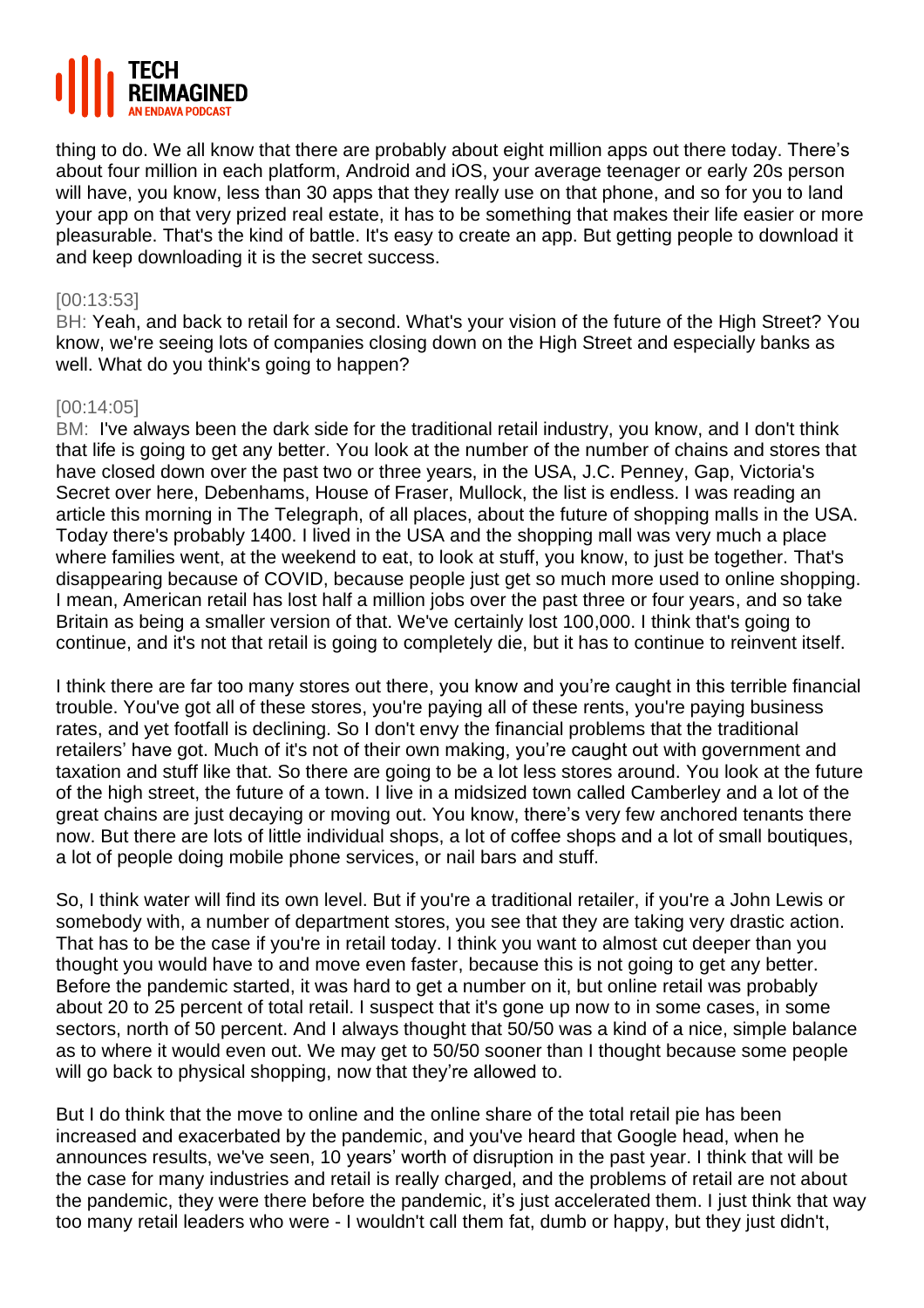thing to do. We all know that there are probably about eight million apps out there today. There's about four million in each platform, Android and iOS, your average teenager or early 20s person will have, you know, less than 30 apps that they really use on that phone, and so for you to land your app on that very prized real estate, it has to be something that makes their life easier or more pleasurable. That's the kind of battle. It's easy to create an app. But getting people to download it and keep downloading it is the secret success.

[00:13:53]
BH: Yeah, and back to retail for a second. What's your vision of the future of the High Street? You know, we're seeing lots of companies closing down on the High Street and especially banks as well. What do you think's going to happen?

[00:14:05]
BM: I've always been the dark side for the traditional retail industry, you know, and I don't think that life is going to get any better. You look at the number of the number of chains and stores that have closed down over the past two or three years, in the USA, J.C. Penney, Gap, Victoria's Secret over here, Debenhams, House of Fraser, Mullock, the list is endless. I was reading an article this morning in The Telegraph, of all places, about the future of shopping malls in the USA. Today there's probably 1400. I lived in the USA and the shopping mall was very much a place where families went, at the weekend to eat, to look at stuff, you know, to just be together. That's disappearing because of COVID, because people just get so much more used to online shopping. I mean, American retail has lost half a million jobs over the past three or four years, and so take Britain as being a smaller version of that. We've certainly lost 100,000. I think that's going to continue, and it's not that retail is going to completely die, but it has to continue to reinvent itself.

I think there are far too many stores out there, you know and you're caught in this terrible financial trouble. You've got all of these stores, you're paying all of these rents, you're paying business rates, and yet footfall is declining. So I don't envy the financial problems that the traditional retailers' have got. Much of it's not of their own making, you're caught out with government and taxation and stuff like that. So there are going to be a lot less stores around. You look at the future of the high street, the future of a town. I live in a midsized town called Camberley and a lot of the great chains are just decaying or moving out. You know, there's very few anchored tenants there now. But there are lots of little individual shops, a lot of coffee shops and a lot of small boutiques, a lot of people doing mobile phone services, or nail bars and stuff.

So, I think water will find its own level. But if you're a traditional retailer, if you're a John Lewis or somebody with, a number of department stores, you see that they are taking very drastic action. That has to be the case if you're in retail today. I think you want to almost cut deeper than you thought you would have to and move even faster, because this is not going to get any better. Before the pandemic started, it was hard to get a number on it, but online retail was probably about 20 to 25 percent of total retail. I suspect that it's gone up now to in some cases, in some sectors, north of 50 percent. And I always thought that 50/50 was a kind of a nice, simple balance as to where it would even out. We may get to 50/50 sooner than I thought because some people will go back to physical shopping, now that they're allowed to.

But I do think that the move to online and the online share of the total retail pie has been increased and exacerbated by the pandemic, and you've heard that Google head, when he announces results, we've seen, 10 years' worth of disruption in the past year. I think that will be the case for many industries and retail is really charged, and the problems of retail are not about the pandemic, they were there before the pandemic, it's just accelerated them. I just think that way too many retail leaders who were - I wouldn't call them fat, dumb or happy, but they just didn't,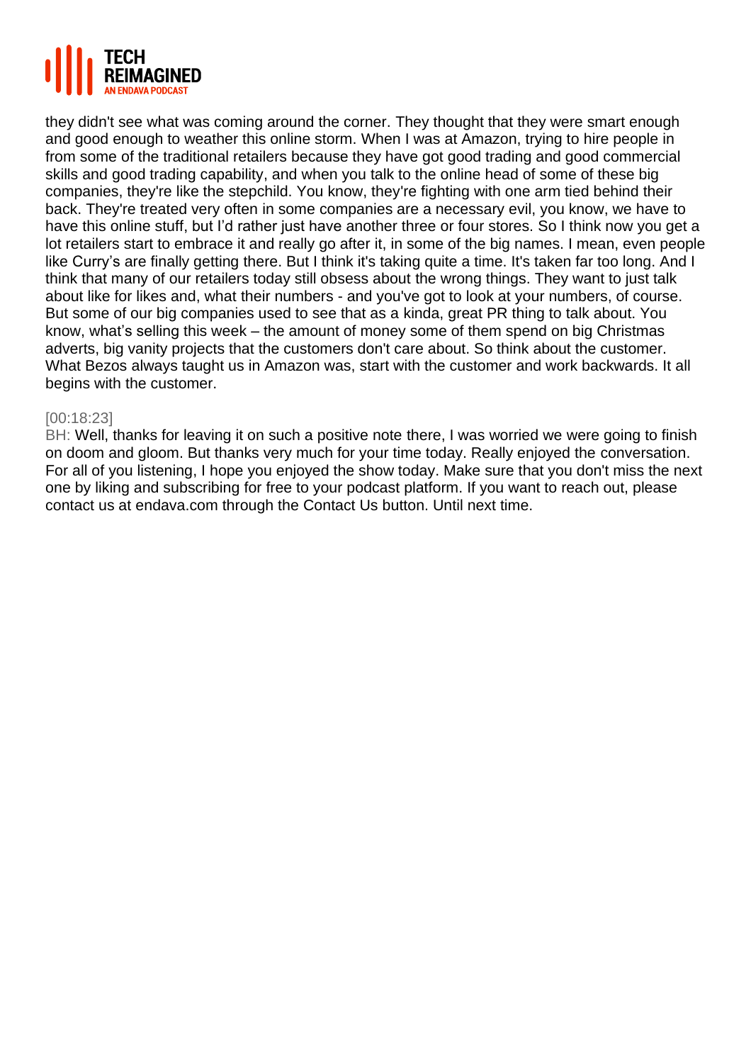they didn't see what was coming around the corner. They thought that they were smart enough and good enough to weather this online storm. When I was at Amazon, trying to hire people in from some of the traditional retailers because they have got good trading and good commercial skills and good trading capability, and when you talk to the online head of some of these big companies, they're like the stepchild. You know, they're fighting with one arm tied behind their back. They're treated very often in some companies are a necessary evil, you know, we have to have this online stuff, but I'd rather just have another three or four stores. So I think now you get a lot retailers start to embrace it and really go after it, in some of the big names. I mean, even people like Curry's are finally getting there. But I think it's taking quite a time. It's taken far too long. And I think that many of our retailers today still obsess about the wrong things. They want to just talk about like for likes and, what their numbers - and you've got to look at your numbers, of course. But some of our big companies used to see that as a kinda, great PR thing to talk about. You know, what's selling this week – the amount of money some of them spend on big Christmas adverts, big vanity projects that the customers don't care about. So think about the customer. What Bezos always taught us in Amazon was, start with the customer and work backwards. It all begins with the customer.

[00:18:23]
BH: Well, thanks for leaving it on such a positive note there, I was worried we were going to finish on doom and gloom. But thanks very much for your time today. Really enjoyed the conversation. For all of you listening, I hope you enjoyed the show today. Make sure that you don't miss the next one by liking and subscribing for free to your podcast platform. If you want to reach out, please contact us at endava.com through the Contact Us button. Until next time.